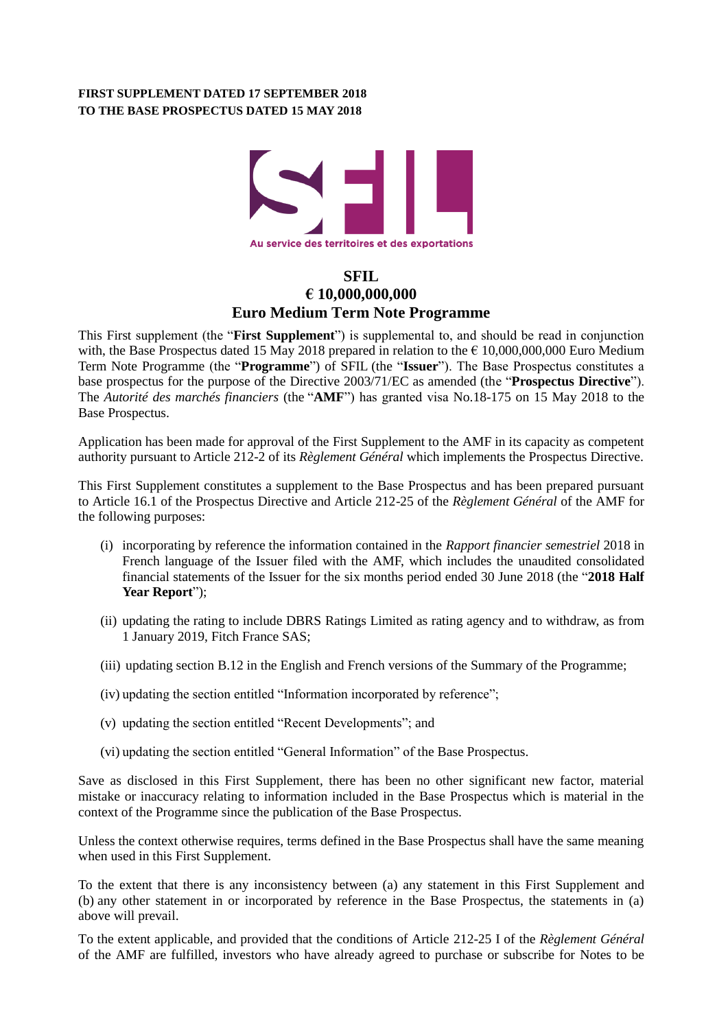**FIRST SUPPLEMENT DATED 17 SEPTEMBER 2018**
**TO THE BASE PROSPECTUS DATED 15 MAY 2018**

Au service des territoires et des exportations

# SFIL
# € 10,000,000,000
# Euro Medium Term Note Programme

This First supplement (the "**First Supplement**") is supplemental to, and should be read in conjunction with, the Base Prospectus dated 15 May 2018 prepared in relation to the € 10,000,000,000 Euro Medium Term Note Programme (the "**Programme**") of SFIL (the "**Issuer**"). The Base Prospectus constitutes a base prospectus for the purpose of the Directive 2003/71/EC as amended (the "**Prospectus Directive**"). The *Autorité des marchés financiers* (the "**AMF**") has granted visa No.18-175 on 15 May 2018 to the Base Prospectus.

Application has been made for approval of the First Supplement to the AMF in its capacity as competent authority pursuant to Article 212-2 of its *Règlement Général* which implements the Prospectus Directive.

This First Supplement constitutes a supplement to the Base Prospectus and has been prepared pursuant to Article 16.1 of the Prospectus Directive and Article 212-25 of the *Règlement Général* of the AMF for the following purposes:

(i) incorporating by reference the information contained in the *Rapport financier semestriel* 2018 in French language of the Issuer filed with the AMF, which includes the unaudited consolidated financial statements of the Issuer for the six months period ended 30 June 2018 (the "**2018 Half Year Report**");

(ii) updating the rating to include DBRS Ratings Limited as rating agency and to withdraw, as from 1 January 2019, Fitch France SAS;

(iii) updating section B.12 in the English and French versions of the Summary of the Programme;

(iv) updating the section entitled "Information incorporated by reference";

(v) updating the section entitled "Recent Developments"; and

(vi) updating the section entitled "General Information" of the Base Prospectus.

Save as disclosed in this First Supplement, there has been no other significant new factor, material mistake or inaccuracy relating to information included in the Base Prospectus which is material in the context of the Programme since the publication of the Base Prospectus.

Unless the context otherwise requires, terms defined in the Base Prospectus shall have the same meaning when used in this First Supplement.

To the extent that there is any inconsistency between (a) any statement in this First Supplement and (b) any other statement in or incorporated by reference in the Base Prospectus, the statements in (a) above will prevail.

To the extent applicable, and provided that the conditions of Article 212-25 I of the *Règlement Général* of the AMF are fulfilled, investors who have already agreed to purchase or subscribe for Notes to be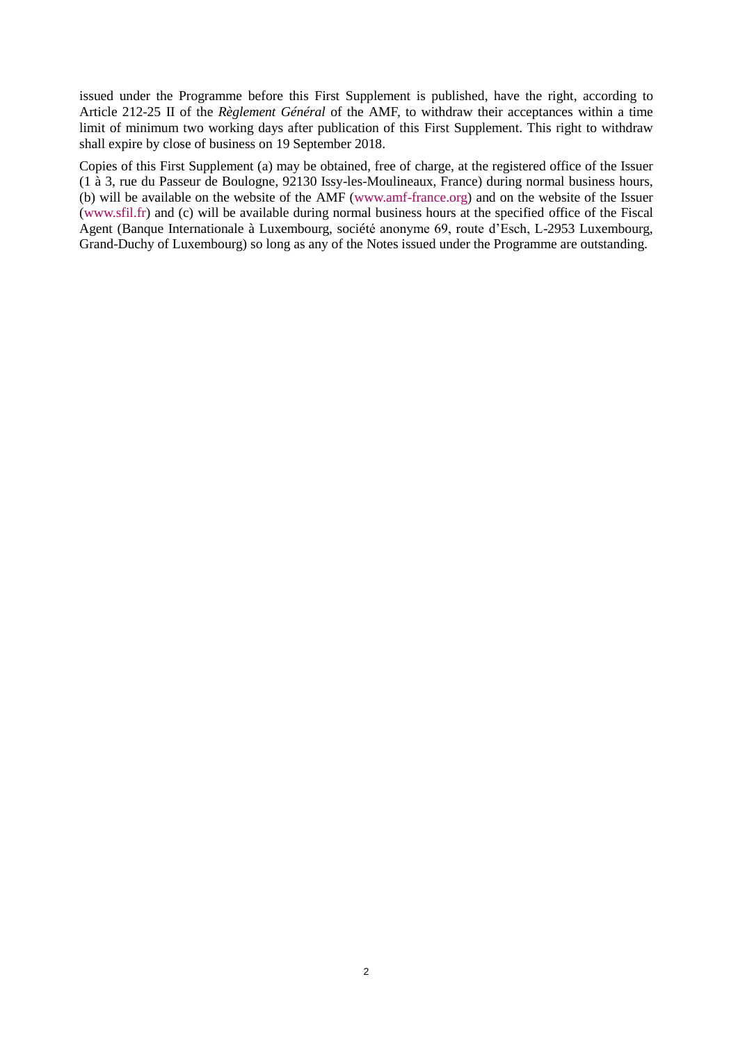issued under the Programme before this First Supplement is published, have the right, according to Article 212-25 II of the *Règlement Général* of the AMF, to withdraw their acceptances within a time limit of minimum two working days after publication of this First Supplement. This right to withdraw shall expire by close of business on 19 September 2018.

Copies of this First Supplement (a) may be obtained, free of charge, at the registered office of the Issuer (1 à 3, rue du Passeur de Boulogne, 92130 Issy-les-Moulineaux, France) during normal business hours, (b) will be available on the website of the AMF (www.amf-france.org) and on the website of the Issuer (www.sfil.fr) and (c) will be available during normal business hours at the specified office of the Fiscal Agent (Banque Internationale à Luxembourg, société anonyme 69, route d'Esch, L-2953 Luxembourg, Grand-Duchy of Luxembourg) so long as any of the Notes issued under the Programme are outstanding.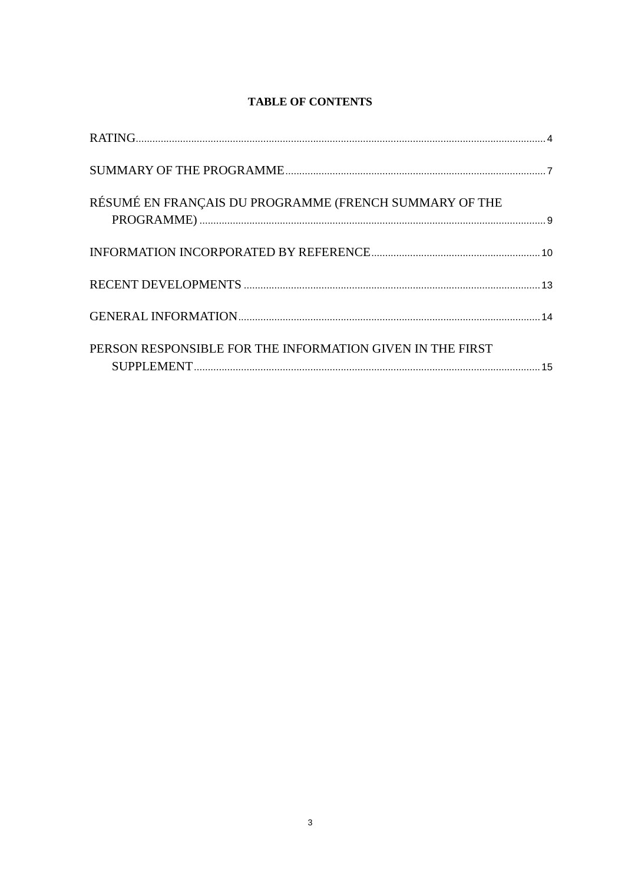# TABLE OF CONTENTS

RATING ........................................................ 4

SUMMARY OF THE PROGRAMME ........................................................ 7

RÉSUMÉ EN FRANÇAIS DU PROGRAMME (FRENCH SUMMARY OF THE PROGRAMME) ........................................................ 9

INFORMATION INCORPORATED BY REFERENCE ........................................................ 10

RECENT DEVELOPMENTS ........................................................ 13

GENERAL INFORMATION ........................................................ 14

PERSON RESPONSIBLE FOR THE INFORMATION GIVEN IN THE FIRST SUPPLEMENT ........................................................ 15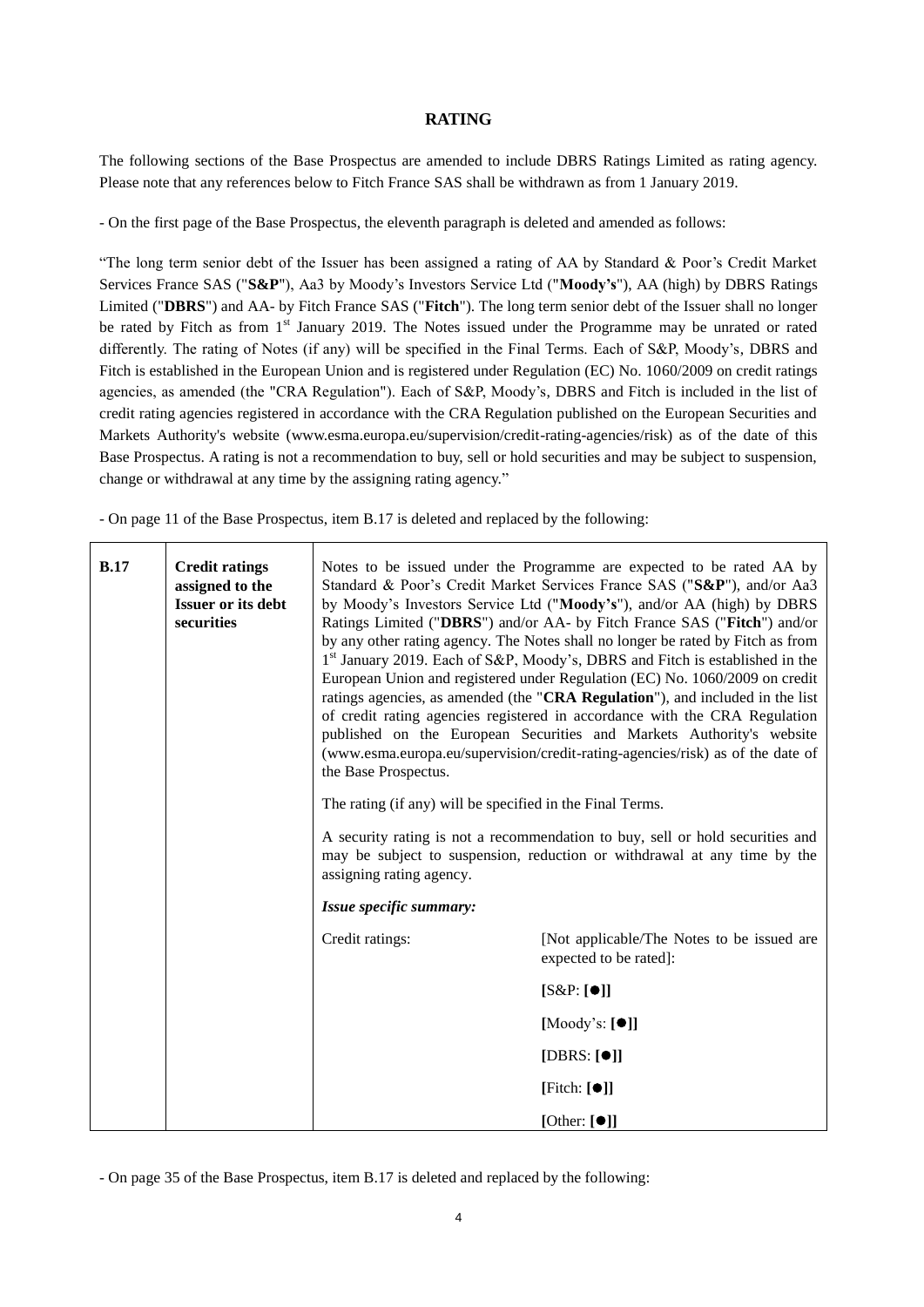# RATING

The following sections of the Base Prospectus are amended to include DBRS Ratings Limited as rating agency. Please note that any references below to Fitch France SAS shall be withdrawn as from 1 January 2019.

- On the first page of the Base Prospectus, the eleventh paragraph is deleted and amended as follows:

"The long term senior debt of the Issuer has been assigned a rating of AA by Standard & Poor's Credit Market Services France SAS ("**S&P**"), Aa3 by Moody's Investors Service Ltd ("**Moody's**"), AA (high) by DBRS Ratings Limited ("**DBRS**") and AA- by Fitch France SAS ("**Fitch**"). The long term senior debt of the Issuer shall no longer be rated by Fitch as from 1st January 2019. The Notes issued under the Programme may be unrated or rated differently. The rating of Notes (if any) will be specified in the Final Terms. Each of S&P, Moody's, DBRS and Fitch is established in the European Union and is registered under Regulation (EC) No. 1060/2009 on credit ratings agencies, as amended (the "CRA Regulation"). Each of S&P, Moody's, DBRS and Fitch is included in the list of credit rating agencies registered in accordance with the CRA Regulation published on the European Securities and Markets Authority's website (www.esma.europa.eu/supervision/credit-rating-agencies/risk) as of the date of this Base Prospectus. A rating is not a recommendation to buy, sell or hold securities and may be subject to suspension, change or withdrawal at any time by the assigning rating agency."

- On page 11 of the Base Prospectus, item B.17 is deleted and replaced by the following:

| | | | |
|---|---|---|---|
| **B.17** | **Credit ratings assigned to the Issuer or its debt securities** | Notes to be issued under the Programme are expected to be rated AA by Standard & Poor's Credit Market Services France SAS ("**S&P**"), and/or Aa3 by Moody's Investors Service Ltd ("**Moody's**"), and/or AA (high) by DBRS Ratings Limited ("**DBRS**") and/or AA- by Fitch France SAS ("**Fitch**") and/or by any other rating agency. The Notes shall no longer be rated by Fitch as from 1st January 2019. Each of S&P, Moody's, DBRS and Fitch is established in the European Union and registered under Regulation (EC) No. 1060/2009 on credit ratings agencies, as amended (the "**CRA Regulation**"), and included in the list of credit rating agencies registered in accordance with the CRA Regulation published on the European Securities and Markets Authority's website (www.esma.europa.eu/supervision/credit-rating-agencies/risk) as of the date of the Base Prospectus.<br><br>The rating (if any) will be specified in the Final Terms.<br><br>A security rating is not a recommendation to buy, sell or hold securities and may be subject to suspension, reduction or withdrawal at any time by the assigning rating agency.<br><br>***Issue specific summary:*** | |
| | | Credit ratings: | [Not applicable/The Notes to be issued are expected to be rated]:<br><br>**[**S&P: **[●]]**<br><br>**[**Moody's: **[●]]**<br><br>**[**DBRS: **[●]]**<br><br>**[**Fitch: **[●]]**<br><br>**[**Other: **[●]]** |

- On page 35 of the Base Prospectus, item B.17 is deleted and replaced by the following: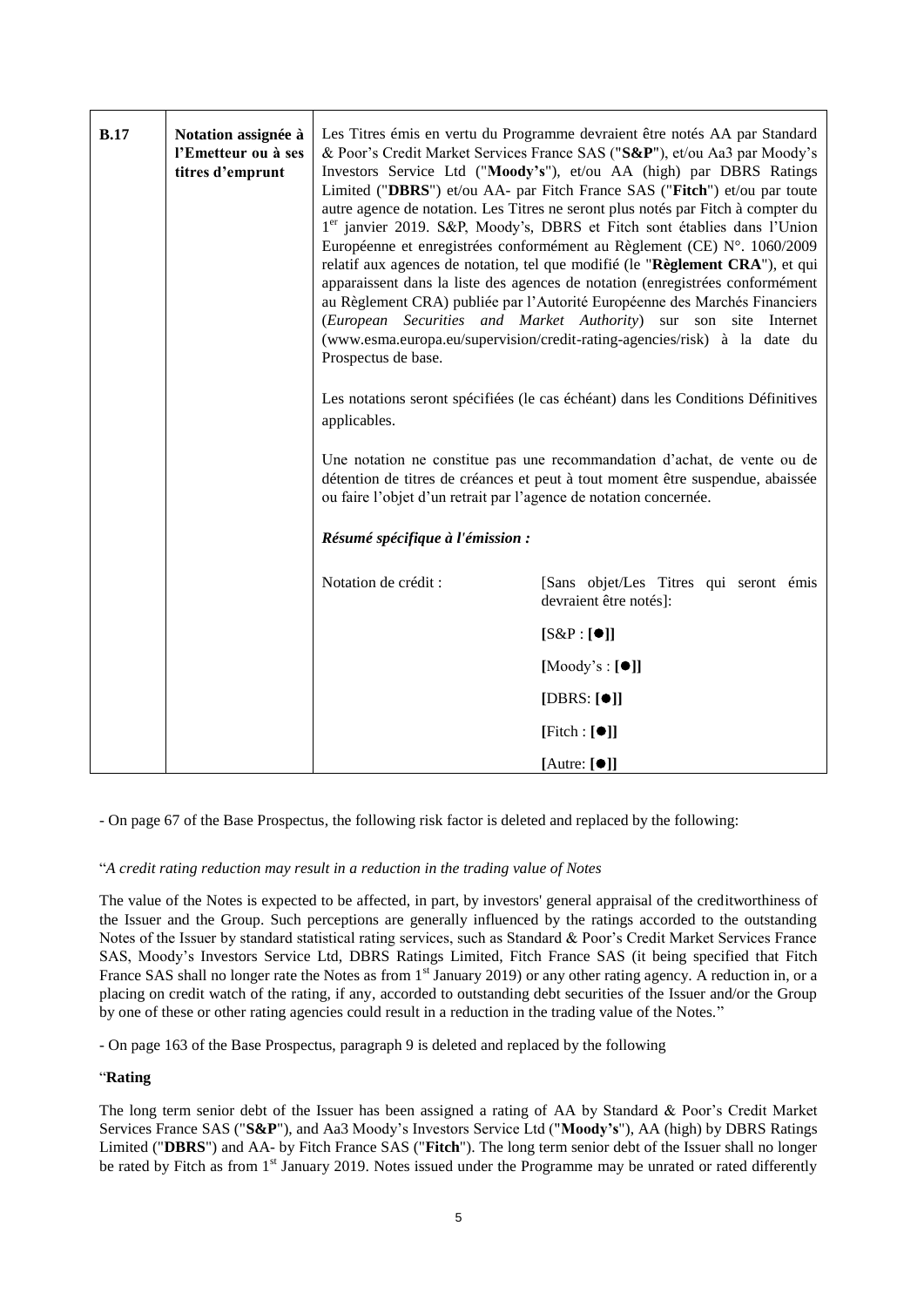| | | | |
|---|---|---|---|
| **B.17** | **Notation assignée à l'Emetteur ou à ses titres d'emprunt** | Les Titres émis en vertu du Programme devraient être notés AA par Standard & Poor's Credit Market Services France SAS ("**S&P**"), et/ou Aa3 par Moody's Investors Service Ltd ("**Moody's**"), et/ou AA (high) par DBRS Ratings Limited ("**DBRS**") et/ou AA- par Fitch France SAS ("**Fitch**") et/ou par toute autre agence de notation. Les Titres ne seront plus notés par Fitch à compter du 1er janvier 2019. S&P, Moody's, DBRS et Fitch sont établies dans l'Union Européenne et enregistrées conformément au Règlement (CE) N°. 1060/2009 relatif aux agences de notation, tel que modifié (le "**Règlement CRA**"), et qui apparaissent dans la liste des agences de notation (enregistrées conformément au Règlement CRA) publiée par l'Autorité Européenne des Marchés Financiers (*European Securities and Market Authority*) sur son site Internet (www.esma.europa.eu/supervision/credit-rating-agencies/risk) à la date du Prospectus de base.<br><br>Les notations seront spécifiées (le cas échéant) dans les Conditions Définitives applicables.<br><br>Une notation ne constitue pas une recommandation d'achat, de vente ou de détention de titres de créances et peut à tout moment être suspendue, abaissée ou faire l'objet d'un retrait par l'agence de notation concernée.<br><br>***Résumé spécifique à l'émission :*** | |
| | | Notation de crédit : | [Sans objet/Les Titres qui seront émis devraient être notés]:<br><br>**[**S&P : **[●]]**<br><br>**[**Moody's : **[●]]**<br><br>**[**DBRS: **[●]]**<br><br>**[**Fitch : **[●]]**<br><br>**[**Autre: **[●]]** |

- On page 67 of the Base Prospectus, the following risk factor is deleted and replaced by the following:

"*A credit rating reduction may result in a reduction in the trading value of Notes*

The value of the Notes is expected to be affected, in part, by investors' general appraisal of the creditworthiness of the Issuer and the Group. Such perceptions are generally influenced by the ratings accorded to the outstanding Notes of the Issuer by standard statistical rating services, such as Standard & Poor's Credit Market Services France SAS, Moody's Investors Service Ltd, DBRS Ratings Limited, Fitch France SAS (it being specified that Fitch France SAS shall no longer rate the Notes as from 1st January 2019) or any other rating agency. A reduction in, or a placing on credit watch of the rating, if any, accorded to outstanding debt securities of the Issuer and/or the Group by one of these or other rating agencies could result in a reduction in the trading value of the Notes."

- On page 163 of the Base Prospectus, paragraph 9 is deleted and replaced by the following

"**Rating**

The long term senior debt of the Issuer has been assigned a rating of AA by Standard & Poor's Credit Market Services France SAS ("**S&P**"), and Aa3 Moody's Investors Service Ltd ("**Moody's**"), AA (high) by DBRS Ratings Limited ("**DBRS**") and AA- by Fitch France SAS ("**Fitch**"). The long term senior debt of the Issuer shall no longer be rated by Fitch as from 1st January 2019. Notes issued under the Programme may be unrated or rated differently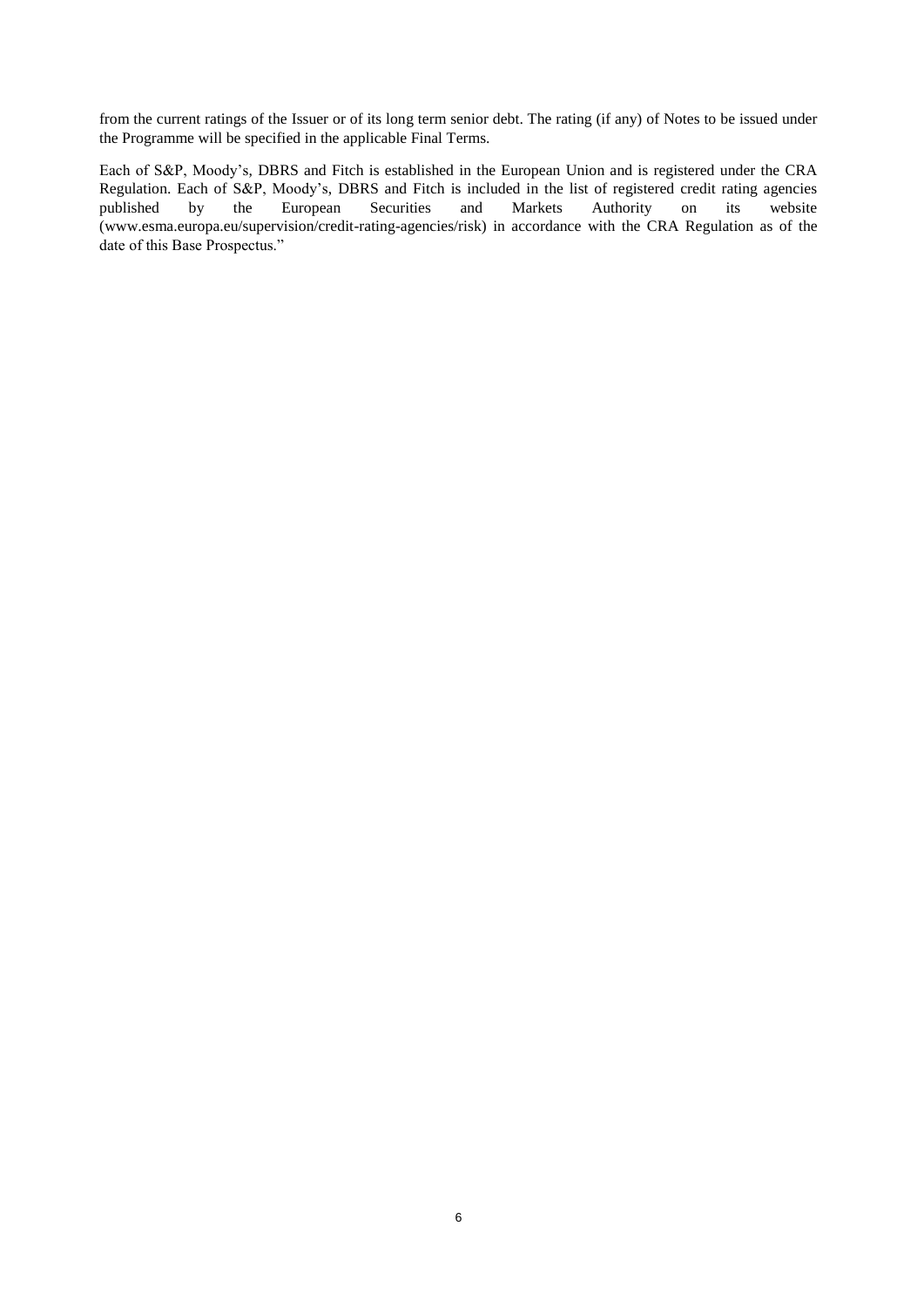from the current ratings of the Issuer or of its long term senior debt. The rating (if any) of Notes to be issued under the Programme will be specified in the applicable Final Terms.

Each of S&P, Moody's, DBRS and Fitch is established in the European Union and is registered under the CRA Regulation. Each of S&P, Moody's, DBRS and Fitch is included in the list of registered credit rating agencies published by the European Securities and Markets Authority on its website (www.esma.europa.eu/supervision/credit-rating-agencies/risk) in accordance with the CRA Regulation as of the date of this Base Prospectus."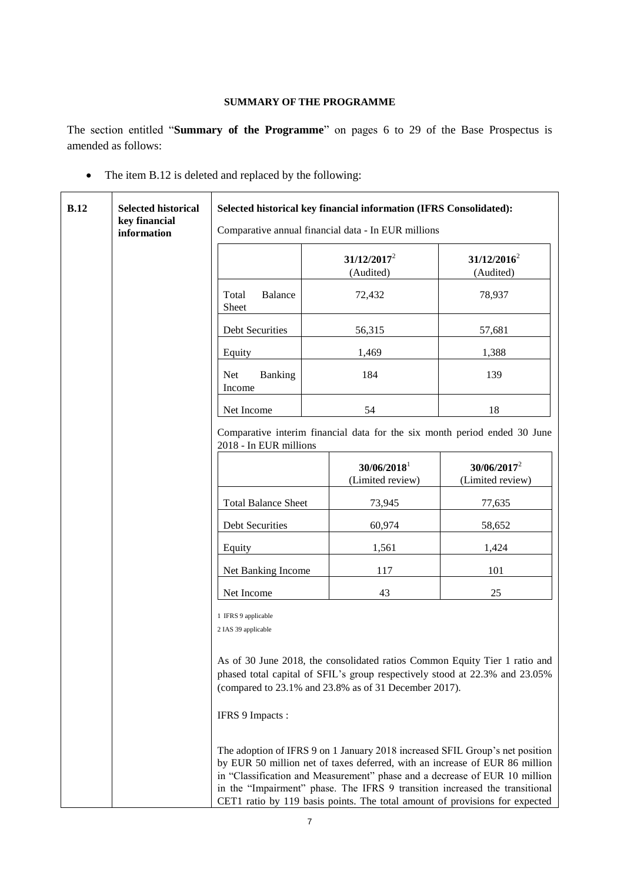**SUMMARY OF THE PROGRAMME**

The section entitled "**Summary of the Programme**" on pages 6 to 29 of the Base Prospectus is amended as follows:

- The item B.12 is deleted and replaced by the following:

| | | |
|---|---|---|
| **B.12** | **Selected historical key financial information** | **Selected historical key financial information (IFRS Consolidated):**<br><br>Comparative annual financial data - In EUR millions<br><br>\| \| **31/12/2017**[2] (Audited) \| **31/12/2016**[2] (Audited) \|<br>\|---\|---\|---\|<br>\| Total Balance Sheet \| 72,432 \| 78,937 \|<br>\| Debt Securities \| 56,315 \| 57,681 \|<br>\| Equity \| 1,469 \| 1,388 \|<br>\| Net Banking Income \| 184 \| 139 \|<br>\| Net Income \| 54 \| 18 \|<br><br>Comparative interim financial data for the six month period ended 30 June 2018 - In EUR millions<br><br>\| \| **30/06/2018**[1] (Limited review) \| **30/06/2017**[2] (Limited review) \|<br>\|---\|---\|---\|<br>\| Total Balance Sheet \| 73,945 \| 77,635 \|<br>\| Debt Securities \| 60,974 \| 58,652 \|<br>\| Equity \| 1,561 \| 1,424 \|<br>\| Net Banking Income \| 117 \| 101 \|<br>\| Net Income \| 43 \| 25 \|<br><br>1 IFRS 9 applicable<br>2 IAS 39 applicable<br><br>As of 30 June 2018, the consolidated ratios Common Equity Tier 1 ratio and phased total capital of SFIL's group respectively stood at 22.3% and 23.05% (compared to 23.1% and 23.8% as of 31 December 2017).<br><br>IFRS 9 Impacts :<br><br>The adoption of IFRS 9 on 1 January 2018 increased SFIL Group's net position by EUR 50 million net of taxes deferred, with an increase of EUR 86 million in "Classification and Measurement" phase and a decrease of EUR 10 million in the "Impairment" phase. The IFRS 9 transition increased the transitional CET1 ratio by 119 basis points. The total amount of provisions for expected |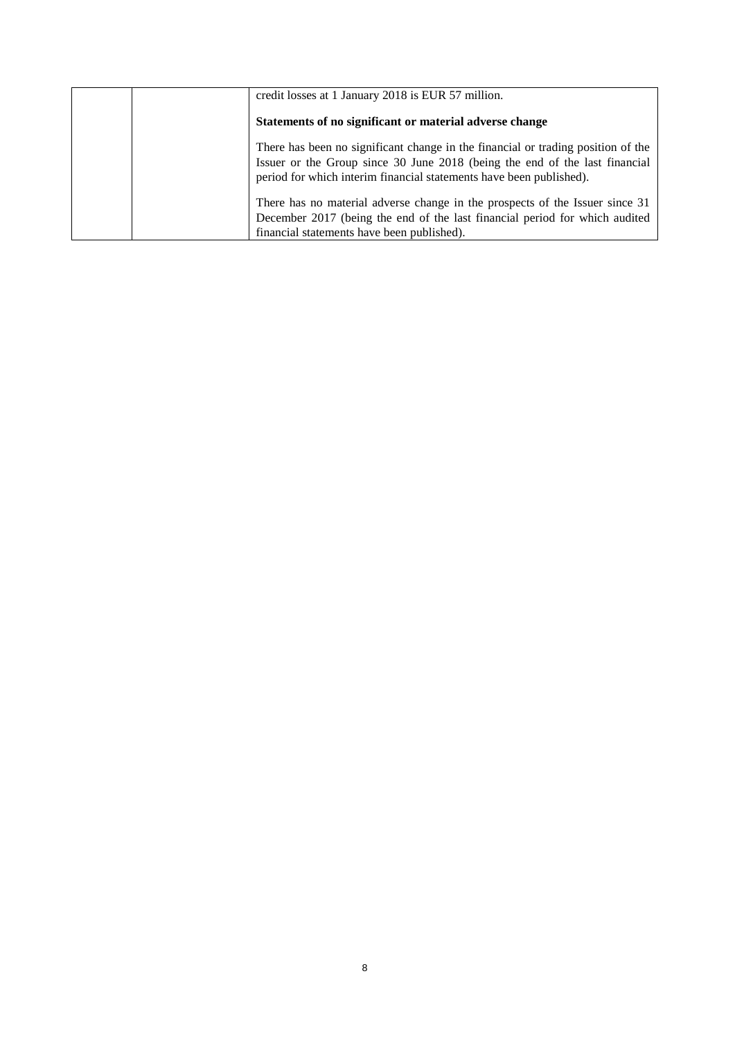| | | credit losses at 1 January 2018 is EUR 57 million.<br><br>**Statements of no significant or material adverse change**<br><br>There has been no significant change in the financial or trading position of the Issuer or the Group since 30 June 2018 (being the end of the last financial period for which interim financial statements have been published).<br><br>There has no material adverse change in the prospects of the Issuer since 31 December 2017 (being the end of the last financial period for which audited financial statements have been published). |
|---|---|---|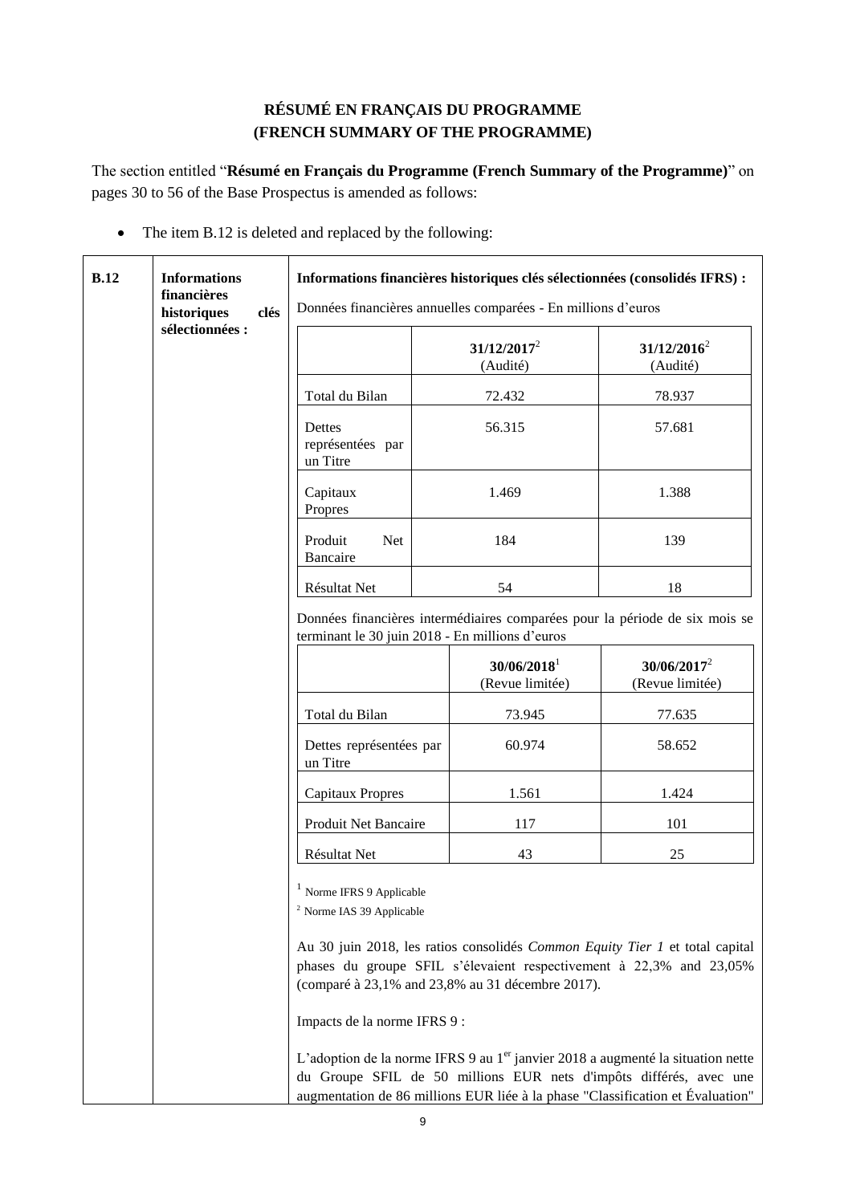**RÉSUMÉ EN FRANÇAIS DU PROGRAMME**
**(FRENCH SUMMARY OF THE PROGRAMME)**

The section entitled "**Résumé en Français du Programme (French Summary of the Programme)**" on pages 30 to 56 of the Base Prospectus is amended as follows:

- The item B.12 is deleted and replaced by the following:

**B.12** | **Informations financières historiques clés sélectionnées :**

**Informations financières historiques clés sélectionnées (consolidés IFRS) :**

Données financières annuelles comparées - En millions d'euros

| | **31/12/2017**[2] (Audité) | **31/12/2016**[2] (Audité) |
|---|---|---|
| Total du Bilan | 72.432 | 78.937 |
| Dettes représentées par un Titre | 56.315 | 57.681 |
| Capitaux Propres | 1.469 | 1.388 |
| Produit Net Bancaire | 184 | 139 |
| Résultat Net | 54 | 18 |

Données financières intermédiaires comparées pour la période de six mois se terminant le 30 juin 2018 - En millions d'euros

| | **30/06/2018**[1] (Revue limitée) | **30/06/2017**[2] (Revue limitée) |
|---|---|---|
| Total du Bilan | 73.945 | 77.635 |
| Dettes représentées par un Titre | 60.974 | 58.652 |
| Capitaux Propres | 1.561 | 1.424 |
| Produit Net Bancaire | 117 | 101 |
| Résultat Net | 43 | 25 |

[1] Norme IFRS 9 Applicable

[2] Norme IAS 39 Applicable

Au 30 juin 2018, les ratios consolidés *Common Equity Tier 1* et total capital phases du groupe SFIL s'élevaient respectivement à 22,3% and 23,05% (comparé à 23,1% and 23,8% au 31 décembre 2017).

Impacts de la norme IFRS 9 :

L'adoption de la norme IFRS 9 au 1[er] janvier 2018 a augmenté la situation nette du Groupe SFIL de 50 millions EUR nets d'impôts différés, avec une augmentation de 86 millions EUR liée à la phase "Classification et Évaluation"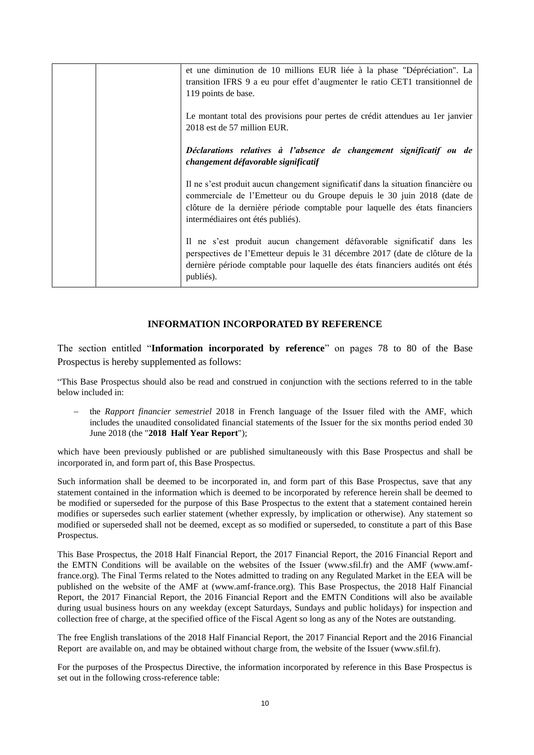| | | et une diminution de 10 millions EUR liée à la phase "Dépréciation". La transition IFRS 9 a eu pour effet d'augmenter le ratio CET1 transitionnel de 119 points de base.<br><br>Le montant total des provisions pour pertes de crédit attendues au 1er janvier 2018 est de 57 million EUR.<br><br>***Déclarations relatives à l'absence de changement significatif ou de changement défavorable significatif***<br><br>Il ne s'est produit aucun changement significatif dans la situation financière ou commerciale de l'Emetteur ou du Groupe depuis le 30 juin 2018 (date de clôture de la dernière période comptable pour laquelle des états financiers intermédiaires ont étés publiés).<br><br>Il ne s'est produit aucun changement défavorable significatif dans les perspectives de l'Emetteur depuis le 31 décembre 2017 (date de clôture de la dernière période comptable pour laquelle des états financiers audités ont étés publiés). |
|---|---|---|

## INFORMATION INCORPORATED BY REFERENCE

The section entitled "**Information incorporated by reference**" on pages 78 to 80 of the Base Prospectus is hereby supplemented as follows:

"This Base Prospectus should also be read and construed in conjunction with the sections referred to in the table below included in:

- the *Rapport financier semestriel* 2018 in French language of the Issuer filed with the AMF, which includes the unaudited consolidated financial statements of the Issuer for the six months period ended 30 June 2018 (the "**2018 Half Year Report**");

which have been previously published or are published simultaneously with this Base Prospectus and shall be incorporated in, and form part of, this Base Prospectus.

Such information shall be deemed to be incorporated in, and form part of this Base Prospectus, save that any statement contained in the information which is deemed to be incorporated by reference herein shall be deemed to be modified or superseded for the purpose of this Base Prospectus to the extent that a statement contained herein modifies or supersedes such earlier statement (whether expressly, by implication or otherwise). Any statement so modified or superseded shall not be deemed, except as so modified or superseded, to constitute a part of this Base Prospectus.

This Base Prospectus, the 2018 Half Financial Report, the 2017 Financial Report, the 2016 Financial Report and the EMTN Conditions will be available on the websites of the Issuer (www.sfil.fr) and the AMF (www.amf-france.org). The Final Terms related to the Notes admitted to trading on any Regulated Market in the EEA will be published on the website of the AMF at (www.amf-france.org). This Base Prospectus, the 2018 Half Financial Report, the 2017 Financial Report, the 2016 Financial Report and the EMTN Conditions will also be available during usual business hours on any weekday (except Saturdays, Sundays and public holidays) for inspection and collection free of charge, at the specified office of the Fiscal Agent so long as any of the Notes are outstanding.

The free English translations of the 2018 Half Financial Report, the 2017 Financial Report and the 2016 Financial Report are available on, and may be obtained without charge from, the website of the Issuer (www.sfil.fr).

For the purposes of the Prospectus Directive, the information incorporated by reference in this Base Prospectus is set out in the following cross-reference table: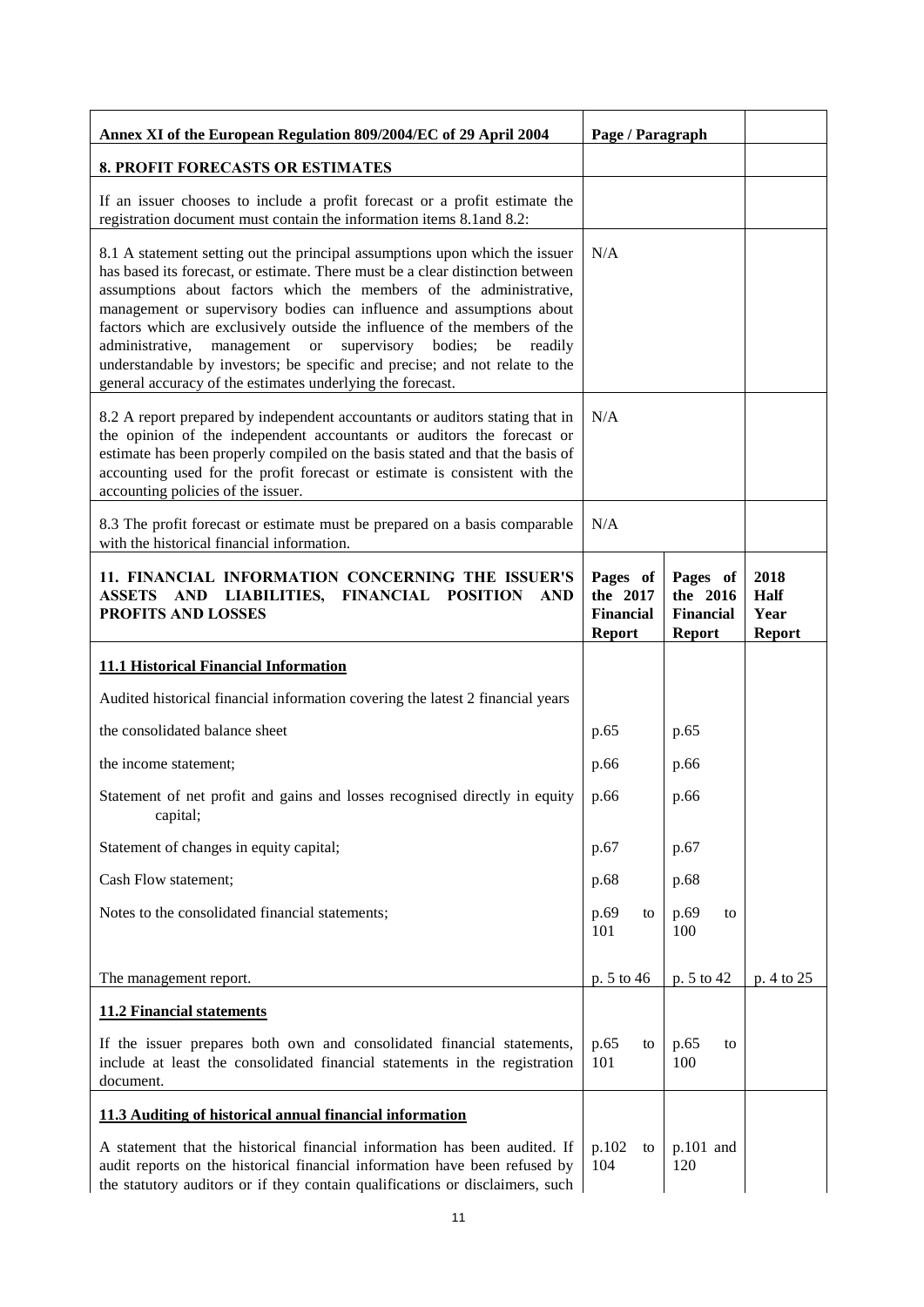| Annex XI of the European Regulation 809/2004/EC of 29 April 2004 | Page / Paragraph | | |
|---|---|---|---|
| **8. PROFIT FORECASTS OR ESTIMATES** | | | |
| If an issuer chooses to include a profit forecast or a profit estimate the registration document must contain the information items 8.1and 8.2: | | | |
| 8.1 A statement setting out the principal assumptions upon which the issuer has based its forecast, or estimate. There must be a clear distinction between assumptions about factors which the members of the administrative, management or supervisory bodies can influence and assumptions about factors which are exclusively outside the influence of the members of the administrative, management or supervisory bodies; be readily understandable by investors; be specific and precise; and not relate to the general accuracy of the estimates underlying the forecast. | N/A | | |
| 8.2 A report prepared by independent accountants or auditors stating that in the opinion of the independent accountants or auditors the forecast or estimate has been properly compiled on the basis stated and that the basis of accounting used for the profit forecast or estimate is consistent with the accounting policies of the issuer. | N/A | | |
| 8.3 The profit forecast or estimate must be prepared on a basis comparable with the historical financial information. | N/A | | |
| **11. FINANCIAL INFORMATION CONCERNING THE ISSUER'S ASSETS AND LIABILITIES, FINANCIAL POSITION AND PROFITS AND LOSSES** | **Pages of the 2017 Financial Report** | **Pages of the 2016 Financial Report** | **2018 Half Year Report** |
| **11.1 Historical Financial Information** | | | |
| Audited historical financial information covering the latest 2 financial years | | | |
| the consolidated balance sheet | p.65 | p.65 | |
| the income statement; | p.66 | p.66 | |
| Statement of net profit and gains and losses recognised directly in equity capital; | p.66 | p.66 | |
| Statement of changes in equity capital; | p.67 | p.67 | |
| Cash Flow statement; | p.68 | p.68 | |
| Notes to the consolidated financial statements; | p.69 to 101 | p.69 to 100 | |
| The management report. | p. 5 to 46 | p. 5 to 42 | p. 4 to 25 |
| **11.2 Financial statements** | | | |
| If the issuer prepares both own and consolidated financial statements, include at least the consolidated financial statements in the registration document. | p.65 to 101 | p.65 to 100 | |
| **11.3 Auditing of historical annual financial information** | | | |
| A statement that the historical financial information has been audited. If audit reports on the historical financial information have been refused by the statutory auditors or if they contain qualifications or disclaimers, such | p.102 to 104 | p.101 and 120 | |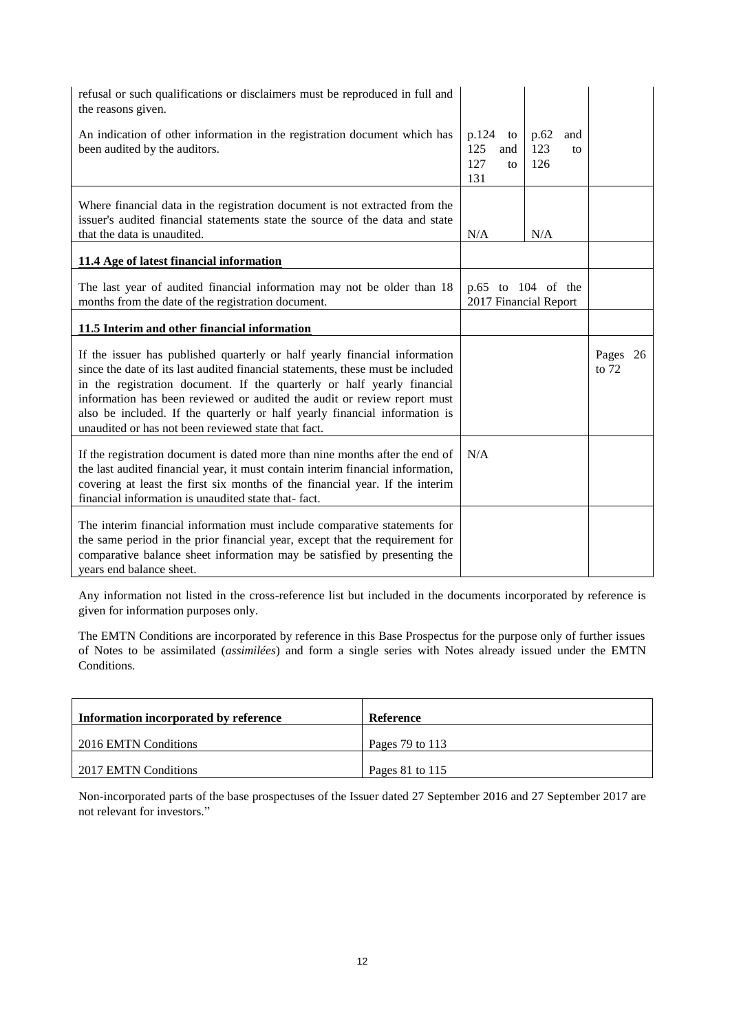| | | | |
|---|---|---|---|
| refusal or such qualifications or disclaimers must be reproduced in full and the reasons given. | | | |
| An indication of other information in the registration document which has been audited by the auditors. | p.124 to 125 and 127 to 131 | p.62 and 123 to 126 | |
| Where financial data in the registration document is not extracted from the issuer's audited financial statements state the source of the data and state that the data is unaudited. | N/A | N/A | |
| **11.4 Age of latest financial information** | | | |
| The last year of audited financial information may not be older than 18 months from the date of the registration document. | p.65 to 104 of the 2017 Financial Report | | |
| **11.5 Interim and other financial information** | | | |
| If the issuer has published quarterly or half yearly financial information since the date of its last audited financial statements, these must be included in the registration document. If the quarterly or half yearly financial information has been reviewed or audited the audit or review report must also be included. If the quarterly or half yearly financial information is unaudited or has not been reviewed state that fact. | | | Pages 26 to 72 |
| If the registration document is dated more than nine months after the end of the last audited financial year, it must contain interim financial information, covering at least the first six months of the financial year. If the interim financial information is unaudited state that- fact. | N/A | | |
| The interim financial information must include comparative statements for the same period in the prior financial year, except that the requirement for comparative balance sheet information may be satisfied by presenting the years end balance sheet. | | | |

Any information not listed in the cross-reference list but included in the documents incorporated by reference is given for information purposes only.

The EMTN Conditions are incorporated by reference in this Base Prospectus for the purpose only of further issues of Notes to be assimilated (*assimilées*) and form a single series with Notes already issued under the EMTN Conditions.

| **Information incorporated by reference** | **Reference** |
|---|---|
| 2016 EMTN Conditions | Pages 79 to 113 |
| 2017 EMTN Conditions | Pages 81 to 115 |

Non-incorporated parts of the base prospectuses of the Issuer dated 27 September 2016 and 27 September 2017 are not relevant for investors."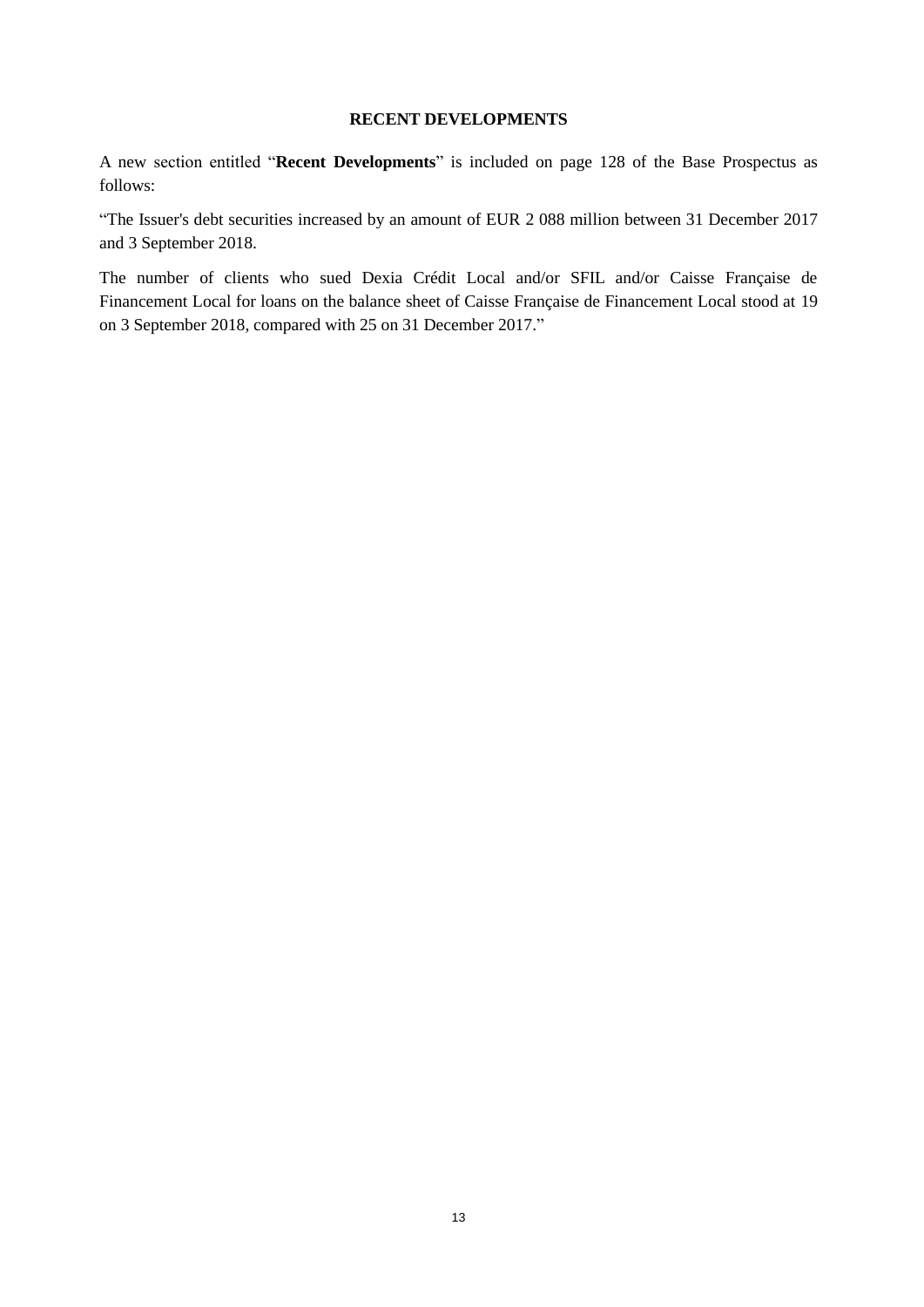## RECENT DEVELOPMENTS

A new section entitled "**Recent Developments**" is included on page 128 of the Base Prospectus as follows:

"The Issuer's debt securities increased by an amount of EUR 2 088 million between 31 December 2017 and 3 September 2018.

The number of clients who sued Dexia Crédit Local and/or SFIL and/or Caisse Française de Financement Local for loans on the balance sheet of Caisse Française de Financement Local stood at 19 on 3 September 2018, compared with 25 on 31 December 2017."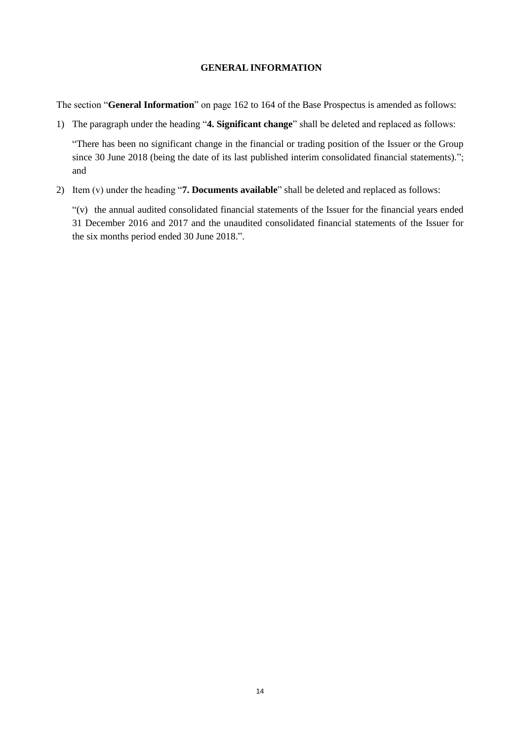## GENERAL INFORMATION

The section "**General Information**" on page 162 to 164 of the Base Prospectus is amended as follows:

1) The paragraph under the heading "**4. Significant change**" shall be deleted and replaced as follows:

   "There has been no significant change in the financial or trading position of the Issuer or the Group since 30 June 2018 (being the date of its last published interim consolidated financial statements)."; and

2) Item (v) under the heading "**7. Documents available**" shall be deleted and replaced as follows:

   "(v) the annual audited consolidated financial statements of the Issuer for the financial years ended 31 December 2016 and 2017 and the unaudited consolidated financial statements of the Issuer for the six months period ended 30 June 2018.".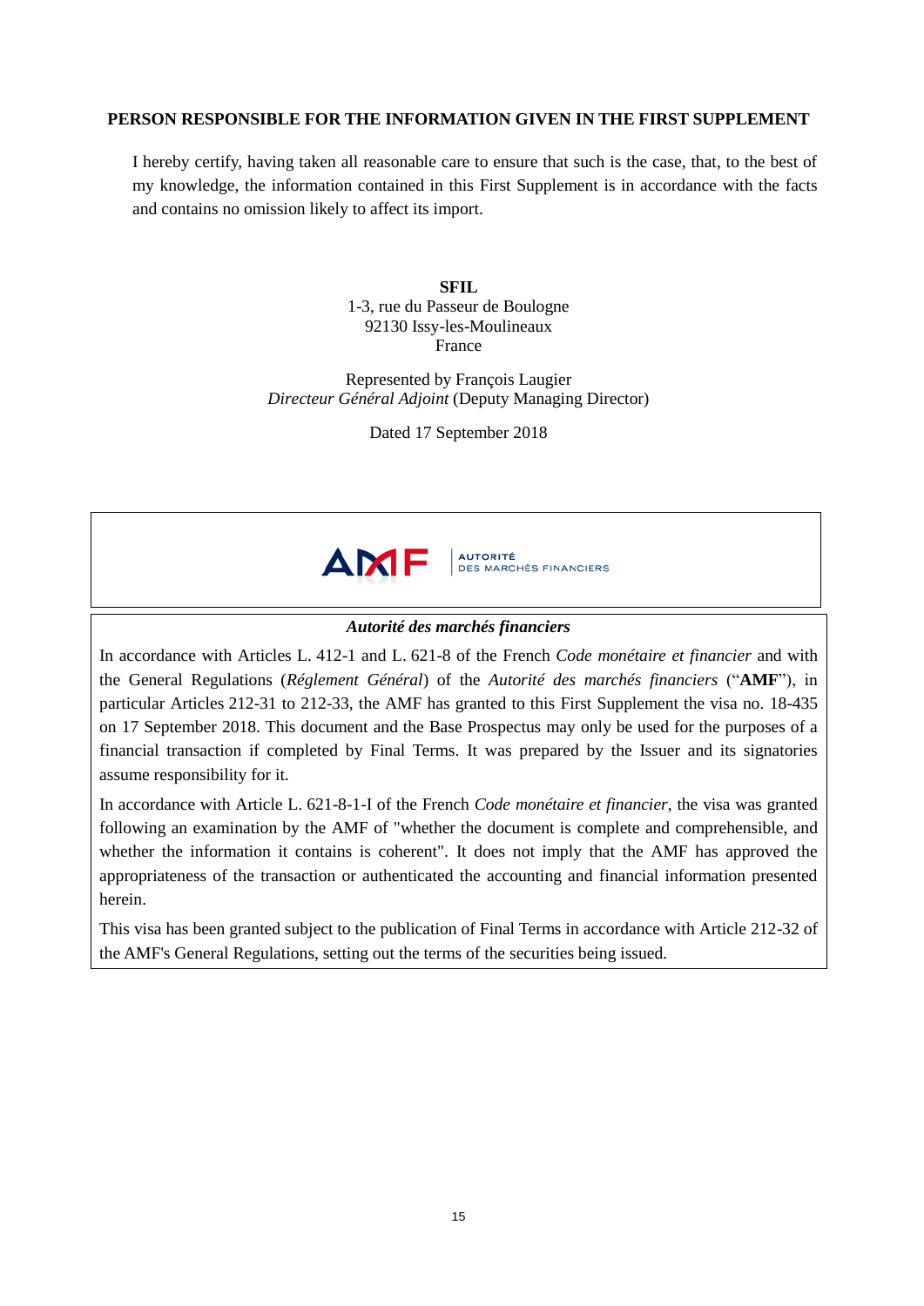**PERSON RESPONSIBLE FOR THE INFORMATION GIVEN IN THE FIRST SUPPLEMENT**

I hereby certify, having taken all reasonable care to ensure that such is the case, that, to the best of my knowledge, the information contained in this First Supplement is in accordance with the facts and contains no omission likely to affect its import.

**SFIL**
1-3, rue du Passeur de Boulogne
92130 Issy-les-Moulineaux
France

Represented by François Laugier
*Directeur Général Adjoint* (Deputy Managing Director)

Dated 17 September 2018

AMF AUTORITÉ DES MARCHÉS FINANCIERS

***Autorité des marchés financiers***

In accordance with Articles L. 412-1 and L. 621-8 of the French *Code monétaire et financier* and with the General Regulations (*Réglement Général*) of the *Autorité des marchés financiers* ("**AMF**"), in particular Articles 212-31 to 212-33, the AMF has granted to this First Supplement the visa no. 18-435 on 17 September 2018. This document and the Base Prospectus may only be used for the purposes of a financial transaction if completed by Final Terms. It was prepared by the Issuer and its signatories assume responsibility for it.

In accordance with Article L. 621-8-1-I of the French *Code monétaire et financier*, the visa was granted following an examination by the AMF of "whether the document is complete and comprehensible, and whether the information it contains is coherent". It does not imply that the AMF has approved the appropriateness of the transaction or authenticated the accounting and financial information presented herein.

This visa has been granted subject to the publication of Final Terms in accordance with Article 212-32 of the AMF's General Regulations, setting out the terms of the securities being issued.